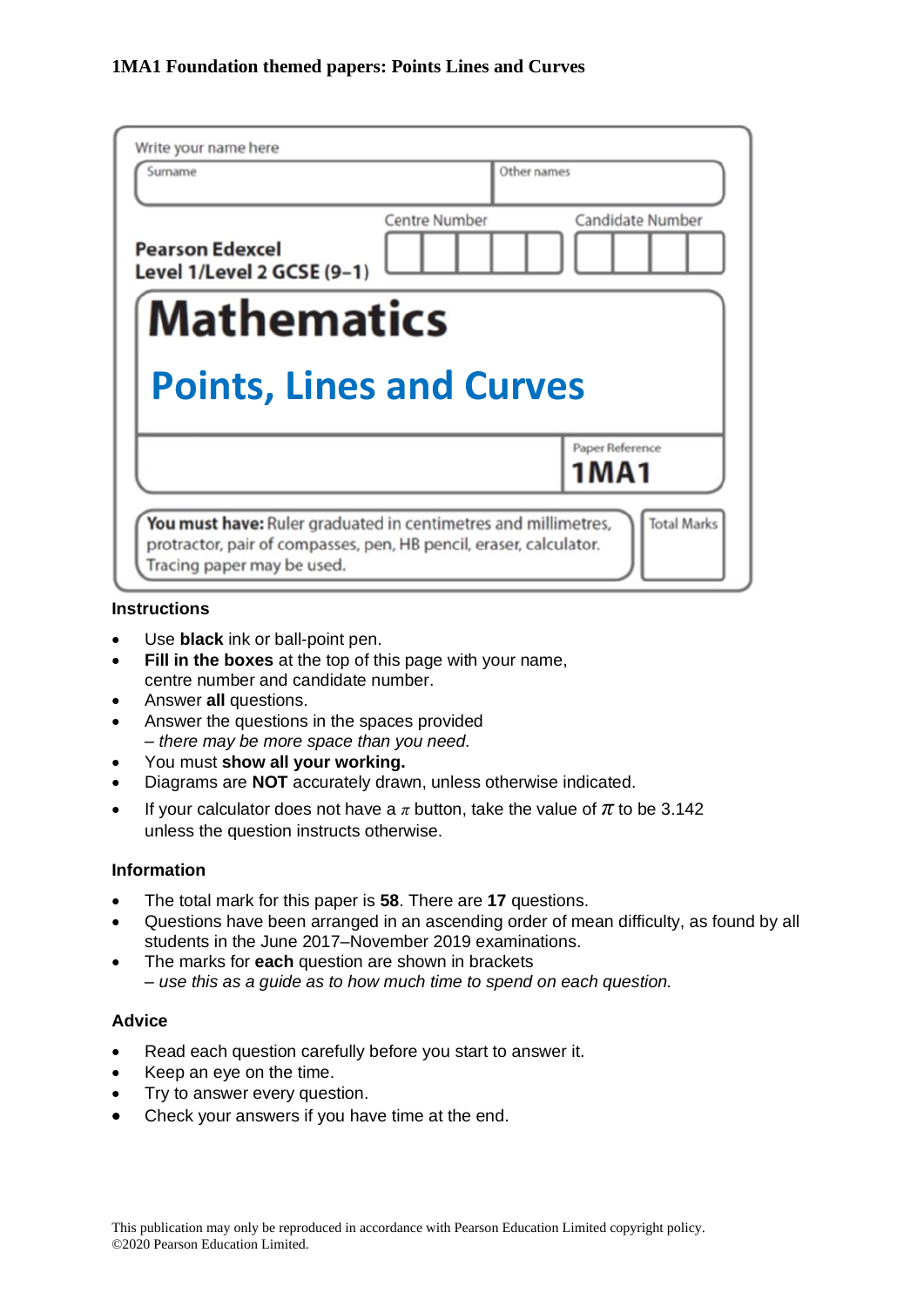**1MA1 Foundation themed papers: Points Lines and Curves**

Write your name here

| Surname | Other names |
| --- | --- |
| | |

**Pearson Edexcel Level 1/Level 2 GCSE (9–1)**

Centre Number | Candidate Number

# Mathematics

## Points, Lines and Curves

Paper Reference
**1MA1**

**You must have:** Ruler graduated in centimetres and millimetres, protractor, pair of compasses, pen, HB pencil, eraser, calculator. Tracing paper may be used.

Total Marks

### Instructions

- Use **black** ink or ball-point pen.
- **Fill in the boxes** at the top of this page with your name, centre number and candidate number.
- Answer **all** questions.
- Answer the questions in the spaces provided
  *– there may be more space than you need.*
- You must **show all your working.**
- Diagrams are **NOT** accurately drawn, unless otherwise indicated.
- If your calculator does not have a $\pi$ button, take the value of $\pi$ to be 3.142 unless the question instructs otherwise.

### Information

- The total mark for this paper is **58**. There are **17** questions.
- Questions have been arranged in an ascending order of mean difficulty, as found by all students in the June 2017–November 2019 examinations.
- The marks for **each** question are shown in brackets
  *– use this as a guide as to how much time to spend on each question.*

### Advice

- Read each question carefully before you start to answer it.
- Keep an eye on the time.
- Try to answer every question.
- Check your answers if you have time at the end.

This publication may only be reproduced in accordance with Pearson Education Limited copyright policy.
©2020 Pearson Education Limited.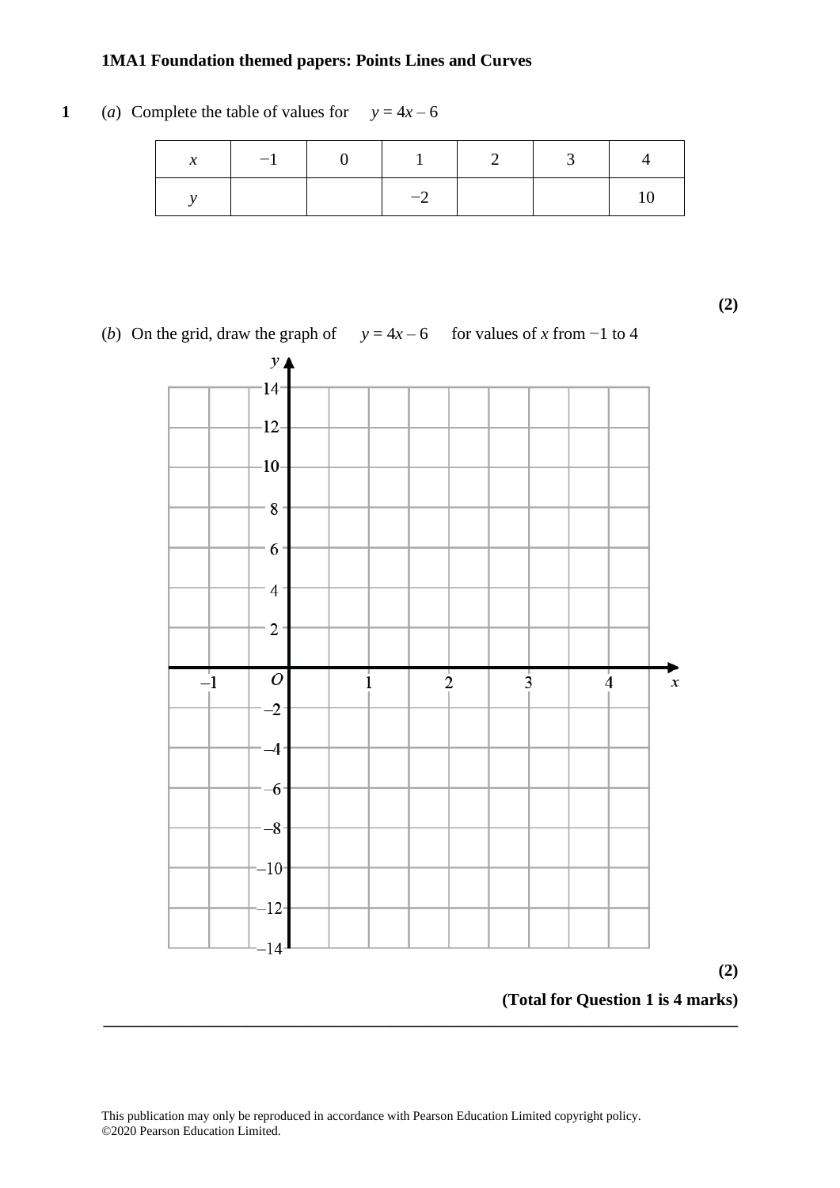**1MA1 Foundation themed papers: Points Lines and Curves**

**1** (*a*) Complete the table of values for $y = 4x - 6$

| $x$ | −1 | 0 | 1 | 2 | 3 | 4 |
|---|---|---|---|---|---|---|
| $y$ | | | −2 | | | 10 |

**(2)**

(*b*) On the grid, draw the graph of $y = 4x - 6$ for values of $x$ from −1 to 4

**(2)**

**(Total for Question 1 is 4 marks)**

---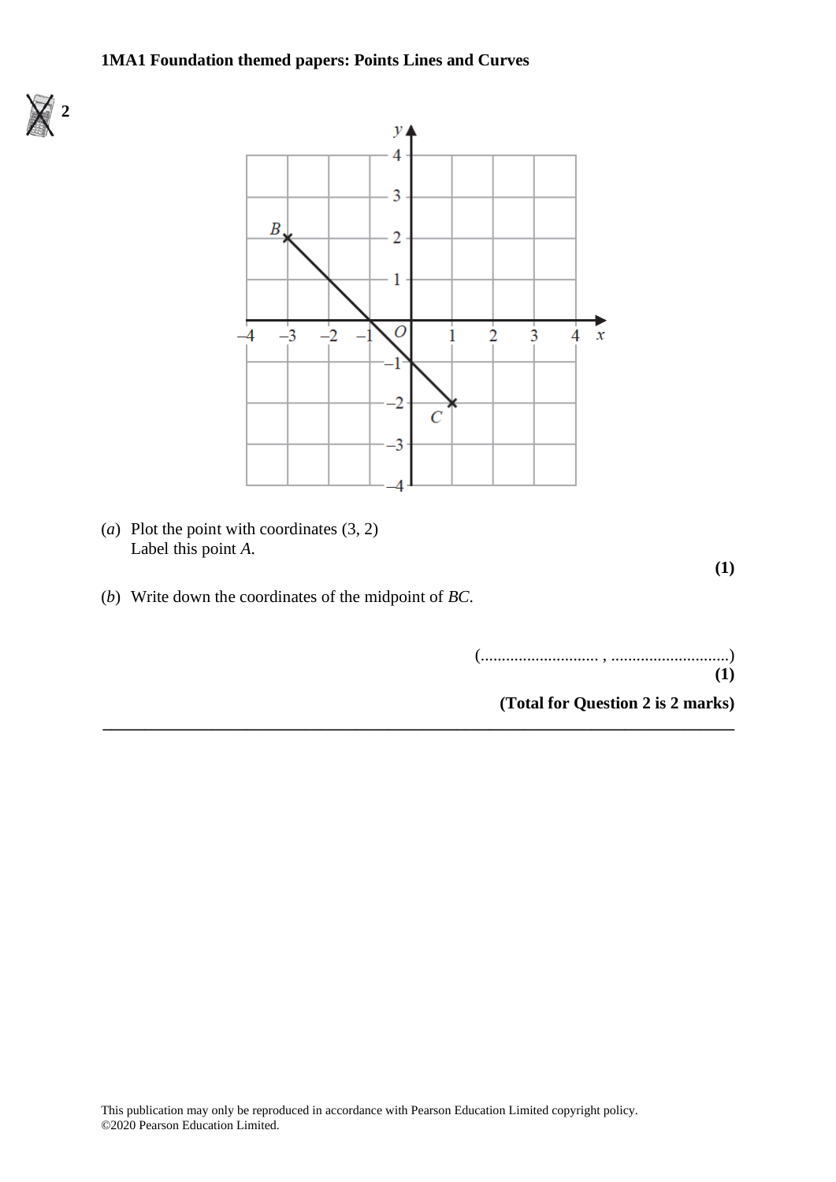**2**

(*a*) Plot the point with coordinates (3, 2)
Label this point *A*.

**(1)**

(*b*) Write down the coordinates of the midpoint of *BC*.

(............................ , ............................)
**(1)**

**(Total for Question 2 is 2 marks)**

---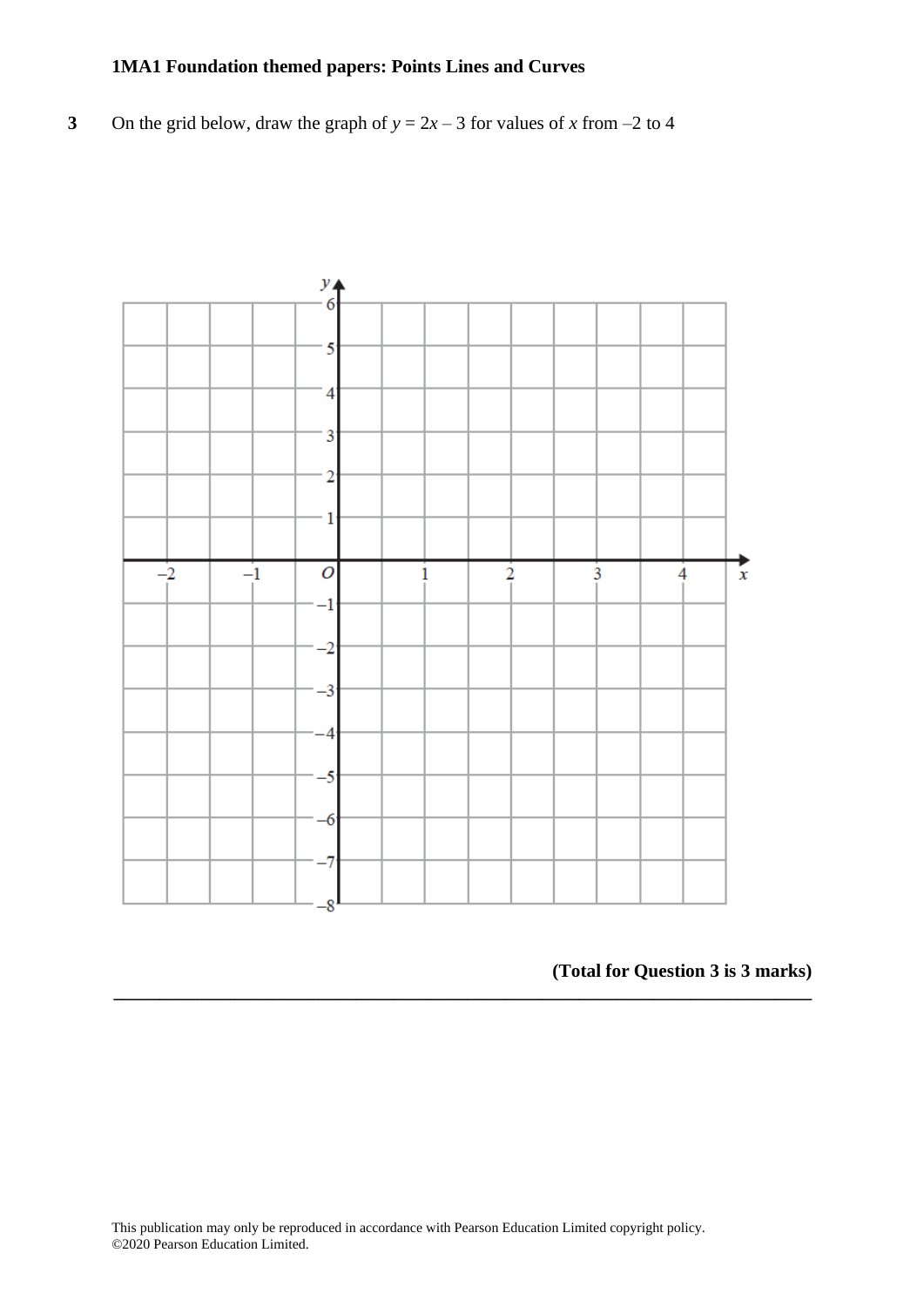**1MA1 Foundation themed papers: Points Lines and Curves**

**3** On the grid below, draw the graph of $y = 2x - 3$ for values of $x$ from $-2$ to $4$

**(Total for Question 3 is 3 marks)**

---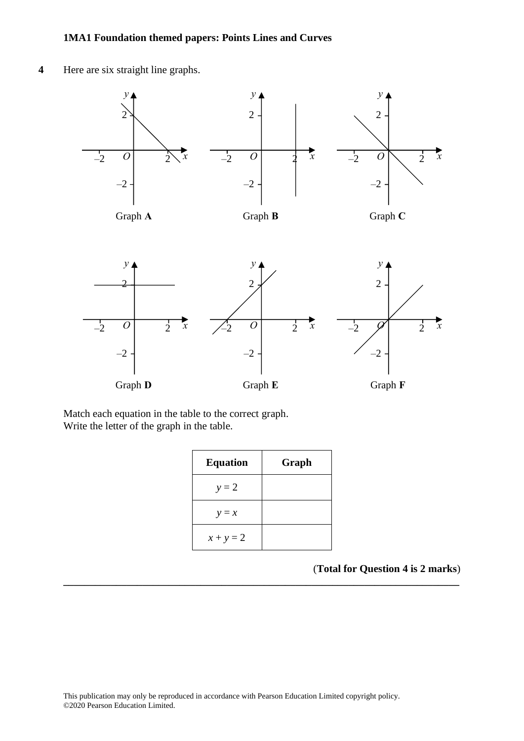**4** Here are six straight line graphs.

Graph **A**

Graph **B**

Graph **C**

Graph **D**

Graph **E**

Graph **F**

Match each equation in the table to the correct graph.
Write the letter of the graph in the table.

| **Equation** | **Graph** |
|---|---|
| $y = 2$ | |
| $y = x$ | |
| $x + y = 2$ | |

(**Total for Question 4 is 2 marks**)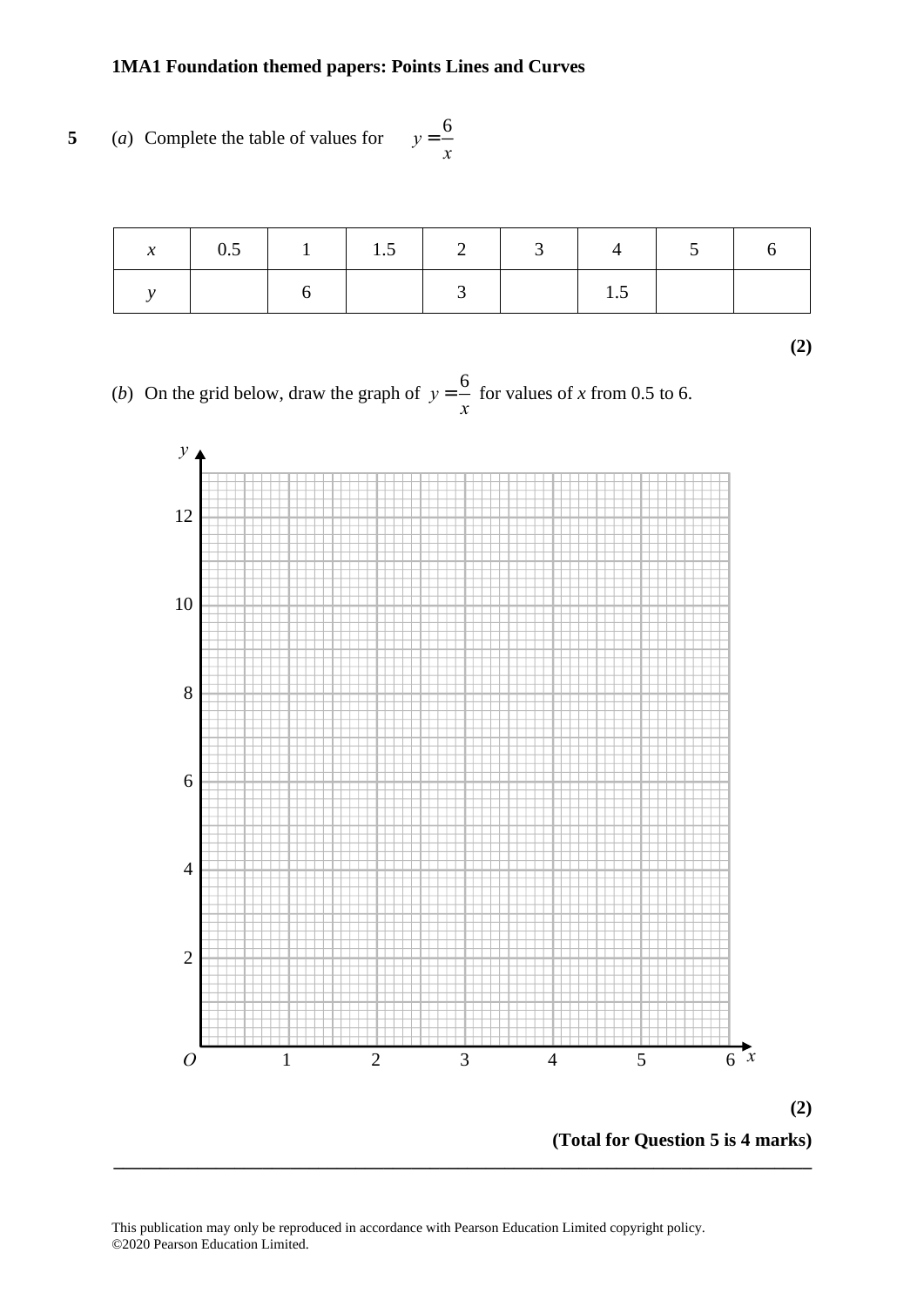**1MA1 Foundation themed papers: Points Lines and Curves**

**5** (*a*) Complete the table of values for $y = \frac{6}{x}$

| $x$ | 0.5 | 1 | 1.5 | 2 | 3 | 4 | 5 | 6 |
|---|---|---|---|---|---|---|---|---|
| $y$ | | 6 | | 3 | | 1.5 | | |

**(2)**

(*b*) On the grid below, draw the graph of $y = \frac{6}{x}$ for values of $x$ from 0.5 to 6.

**(2)**

**(Total for Question 5 is 4 marks)**

---

This publication may only be reproduced in accordance with Pearson Education Limited copyright policy.
©2020 Pearson Education Limited.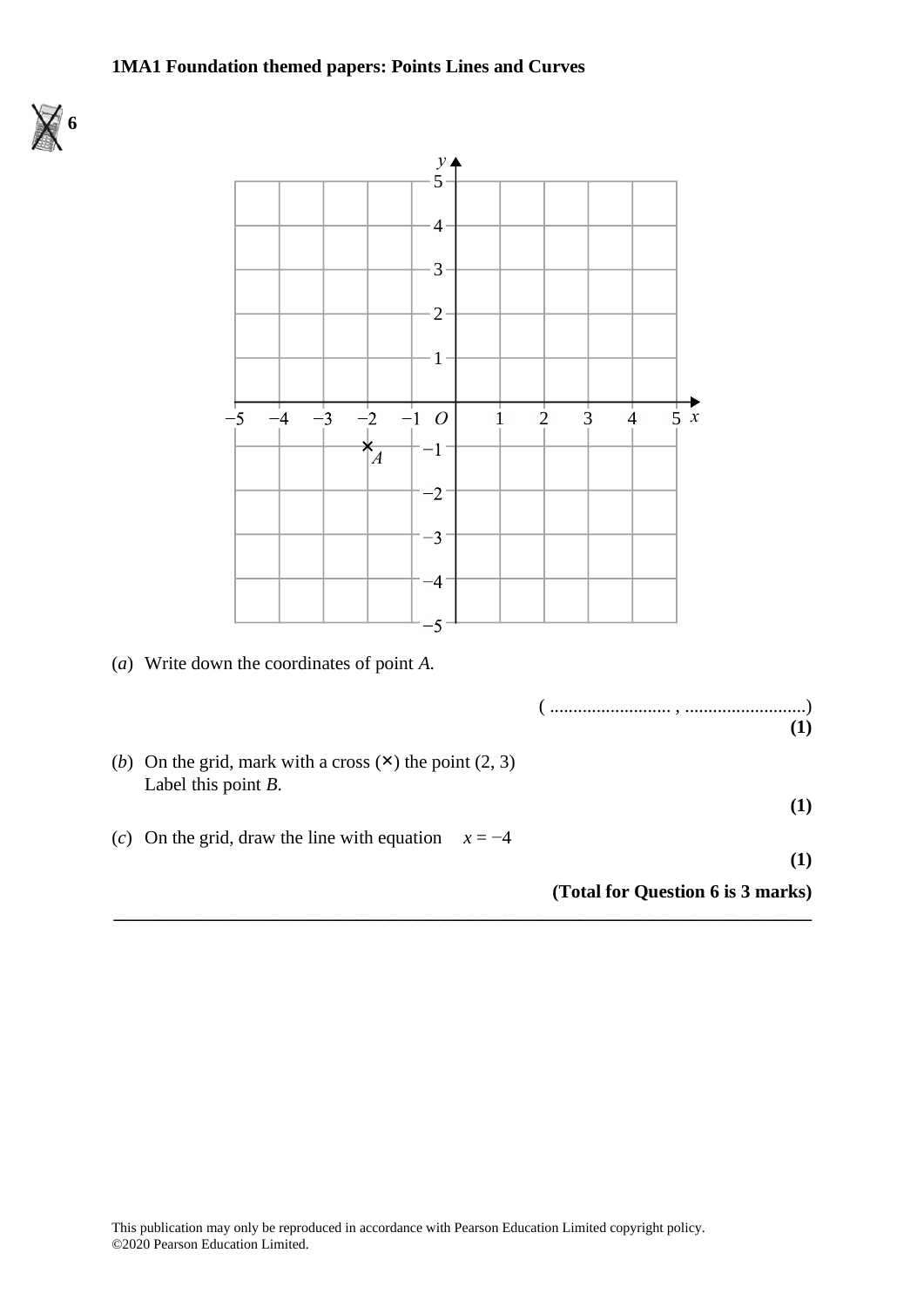**6**

(*a*) Write down the coordinates of point *A*.

( .......................... , .......................... )

**(1)**

(*b*) On the grid, mark with a cross (×) the point (2, 3)
Label this point *B*.

**(1)**

(*c*) On the grid, draw the line with equation $x = -4$

**(1)**

**(Total for Question 6 is 3 marks)**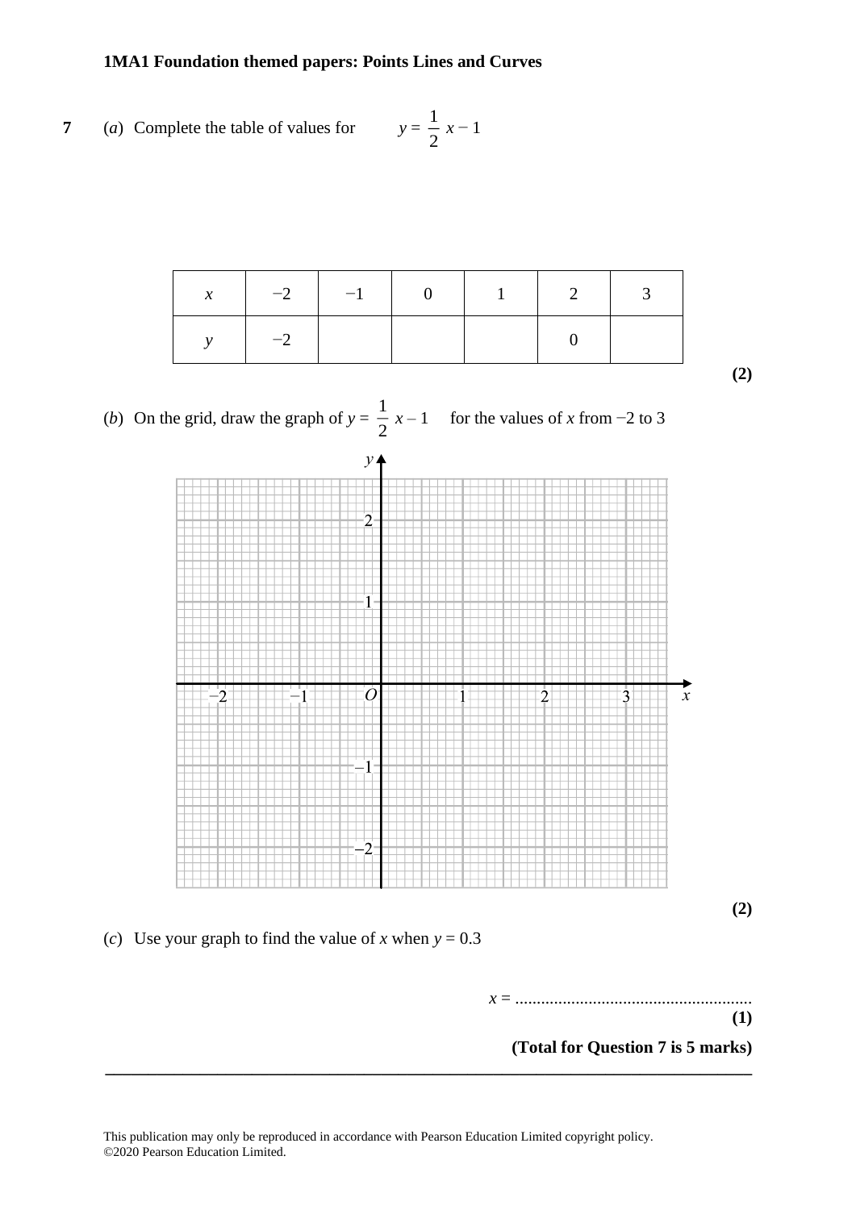**1MA1 Foundation themed papers: Points Lines and Curves**

**7** (*a*) Complete the table of values for $y = \frac{1}{2}x - 1$

| $x$ | $-2$ | $-1$ | $0$ | $1$ | $2$ | $3$ |
|---|---|---|---|---|---|---|
| $y$ | $-2$ | | | | $0$ | |

**(2)**

(*b*) On the grid, draw the graph of $y = \frac{1}{2}x - 1$ for the values of $x$ from $-2$ to $3$

**(2)**

(*c*) Use your graph to find the value of $x$ when $y = 0.3$

$x$ = .......................................................

**(1)**

**(Total for Question 7 is 5 marks)**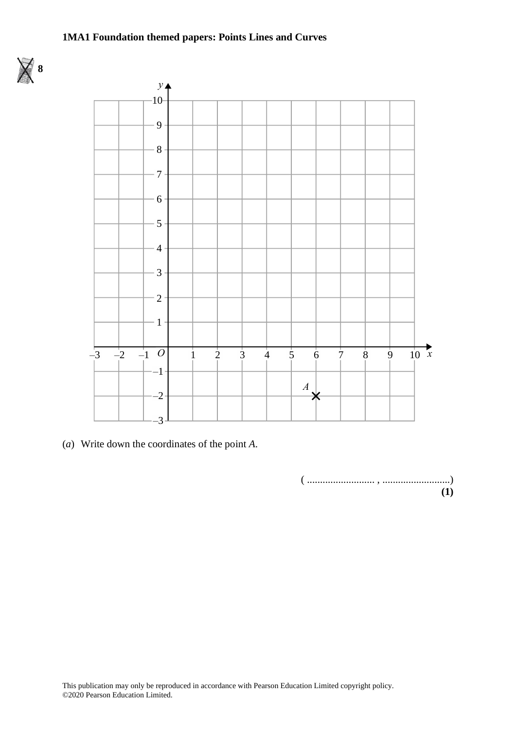**8**

(*a*) Write down the coordinates of the point *A*.

( .......................... , ..........................)

**(1)**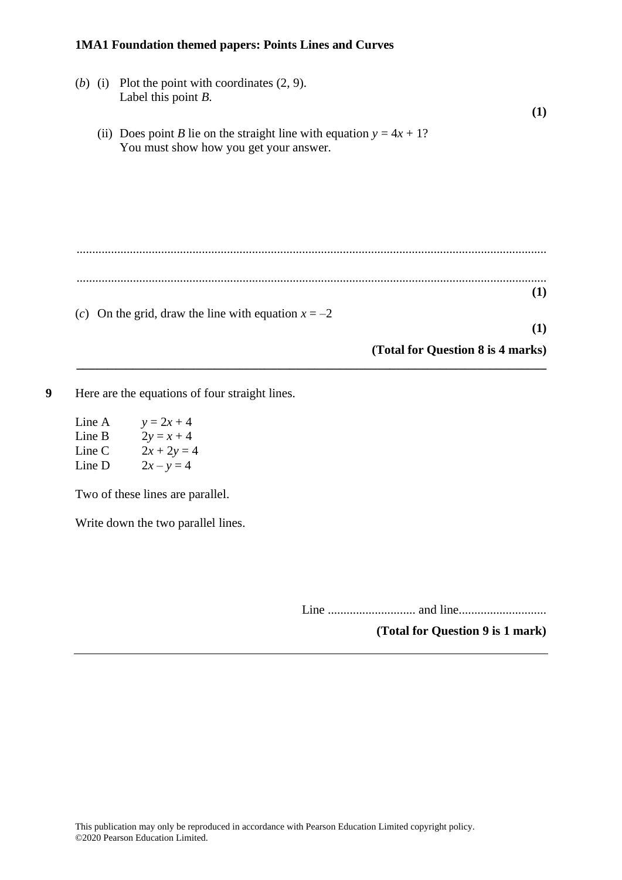(*b*) (i) Plot the point with coordinates (2, 9).
Label this point *B*.

**(1)**

(ii) Does point *B* lie on the straight line with equation $y = 4x + 1$?
You must show how you get your answer.

..........................................................................................................................................

..........................................................................................................................................

**(1)**

(*c*) On the grid, draw the line with equation $x = –2$

**(1)**

**(Total for Question 8 is 4 marks)**

---

**9** Here are the equations of four straight lines.

Line A $y = 2x + 4$
Line B $2y = x + 4$
Line C $2x + 2y = 4$
Line D $2x – y = 4$

Two of these lines are parallel.

Write down the two parallel lines.

Line ............................ and line............................

**(Total for Question 9 is 1 mark)**

---

This publication may only be reproduced in accordance with Pearson Education Limited copyright policy.
©2020 Pearson Education Limited.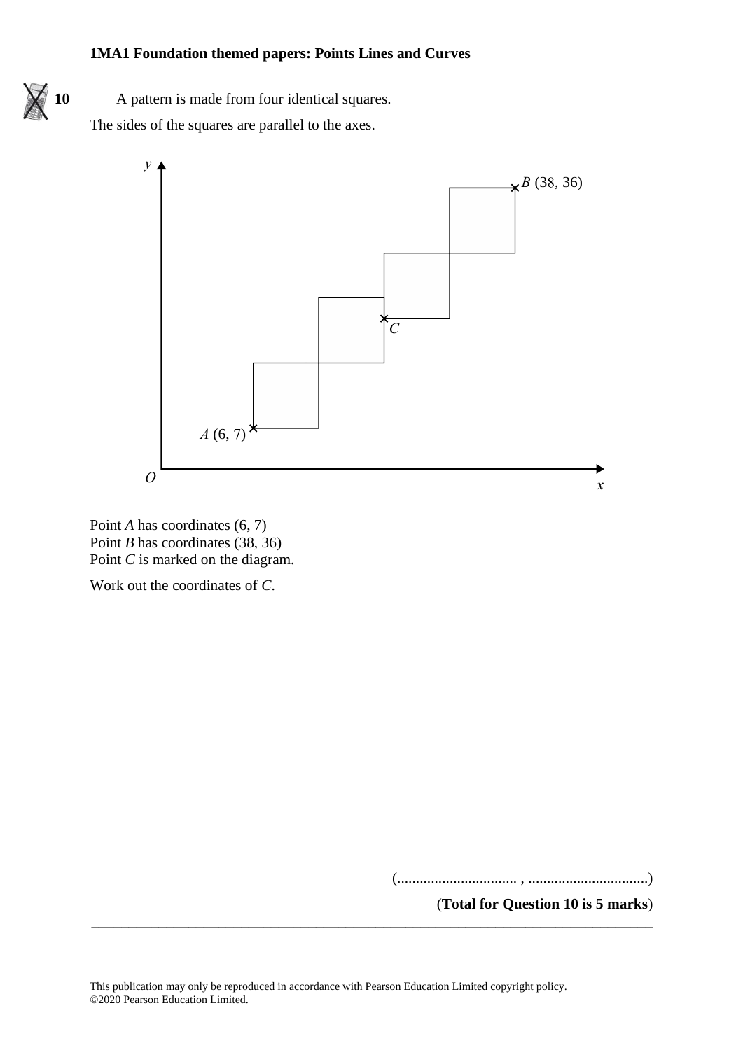**10** A pattern is made from four identical squares.

The sides of the squares are parallel to the axes.

$y$

$B$ (38, 36)

$C$

$A$ (6, 7)

$O$ $x$

Point $A$ has coordinates (6, 7)
Point $B$ has coordinates (38, 36)
Point $C$ is marked on the diagram.

Work out the coordinates of $C$.

(................................ , ................................)

(**Total for Question 10 is 5 marks**)

This publication may only be reproduced in accordance with Pearson Education Limited copyright policy.
©2020 Pearson Education Limited.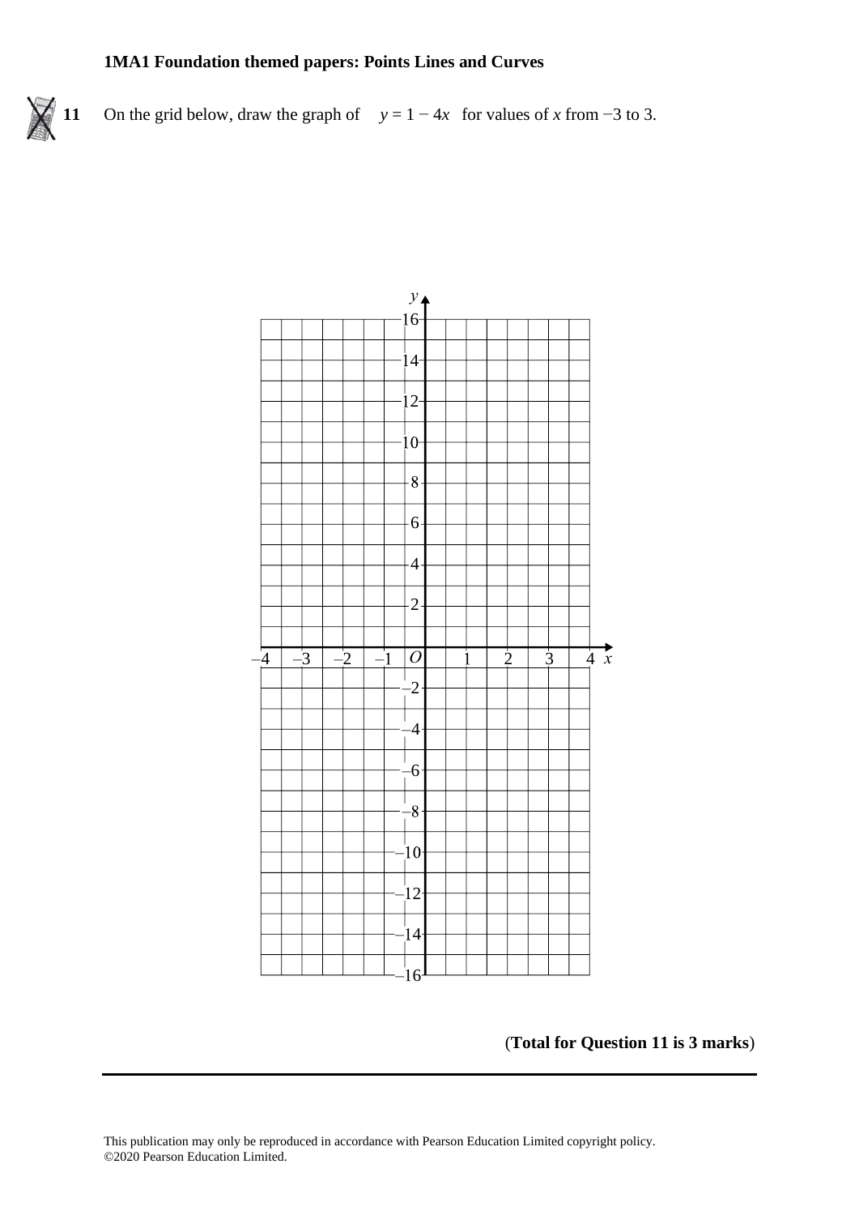**11** On the grid below, draw the graph of $y = 1 - 4x$ for values of $x$ from −3 to 3.

(**Total for Question 11 is 3 marks**)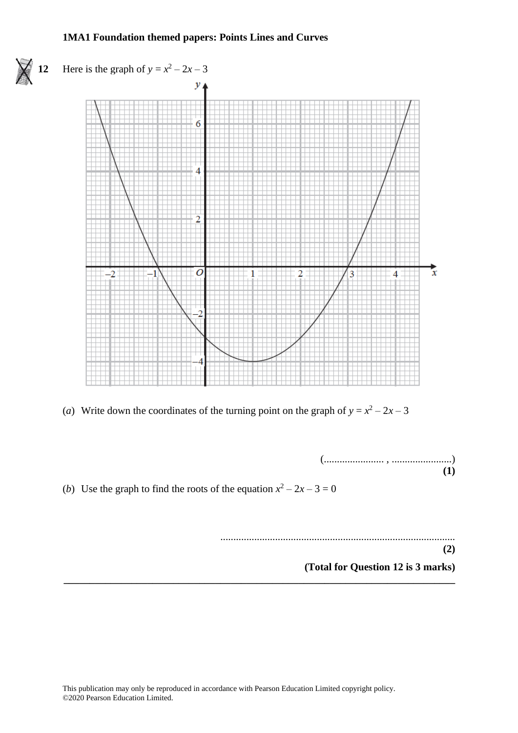**12** Here is the graph of $y = x^2 - 2x - 3$

(*a*) Write down the coordinates of the turning point on the graph of $y = x^2 - 2x - 3$

(...................... , ......................)
**(1)**

(*b*) Use the graph to find the roots of the equation $x^2 - 2x - 3 = 0$

........................................................................................
**(2)**

**(Total for Question 12 is 3 marks)**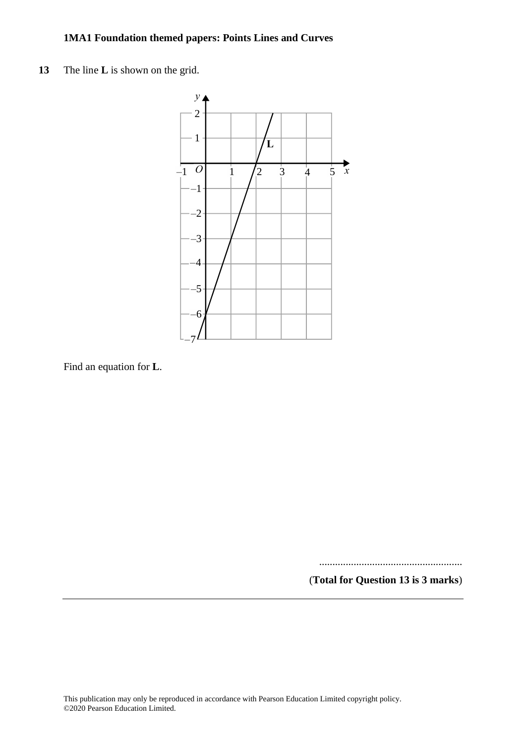**13** The line **L** is shown on the grid.

Find an equation for **L**.

......................................................

(**Total for Question 13 is 3 marks**)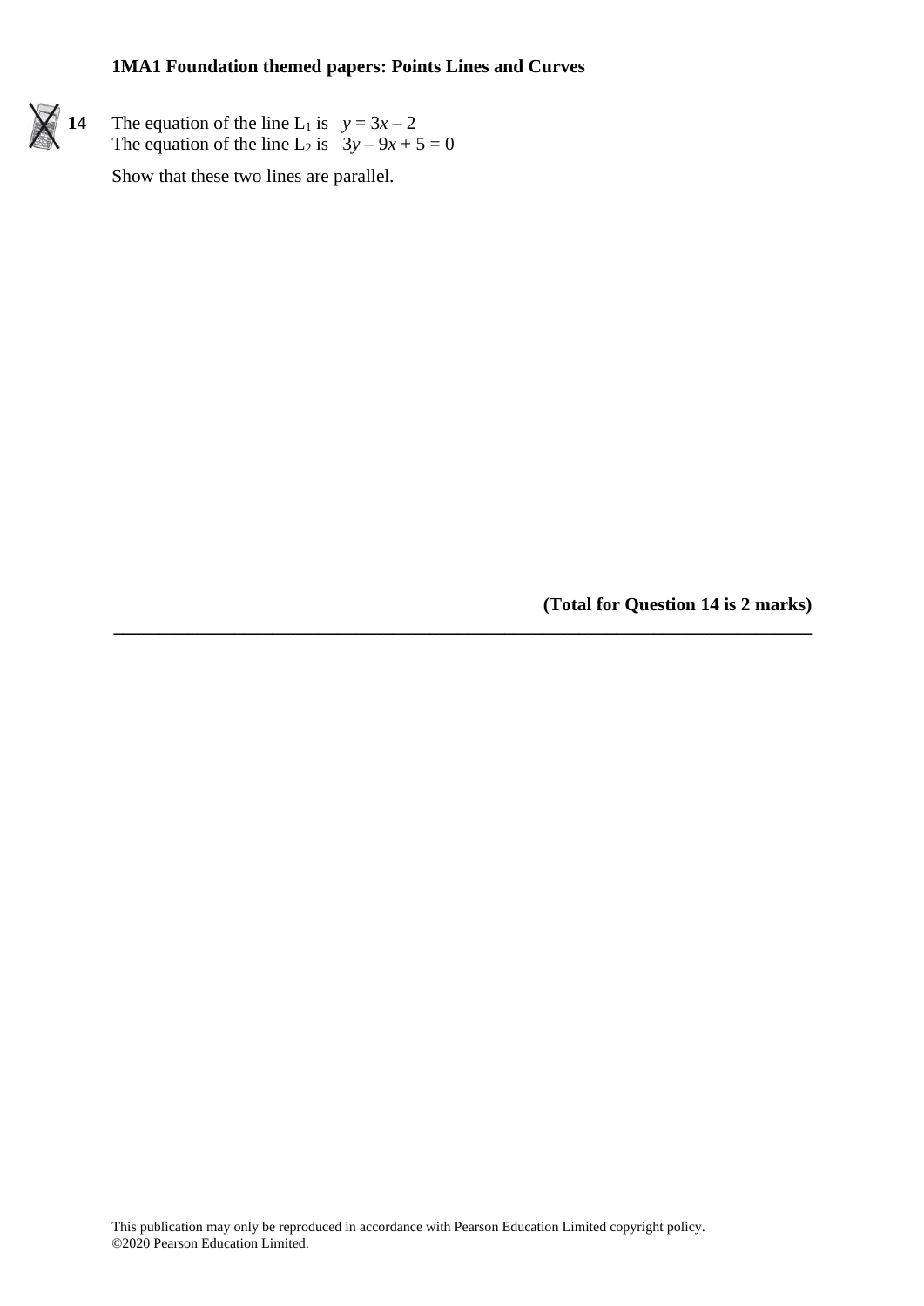**14** The equation of the line $L_1$ is $y = 3x – 2$
The equation of the line $L_2$ is $3y – 9x + 5 = 0$

Show that these two lines are parallel.

**(Total for Question 14 is 2 marks)**

---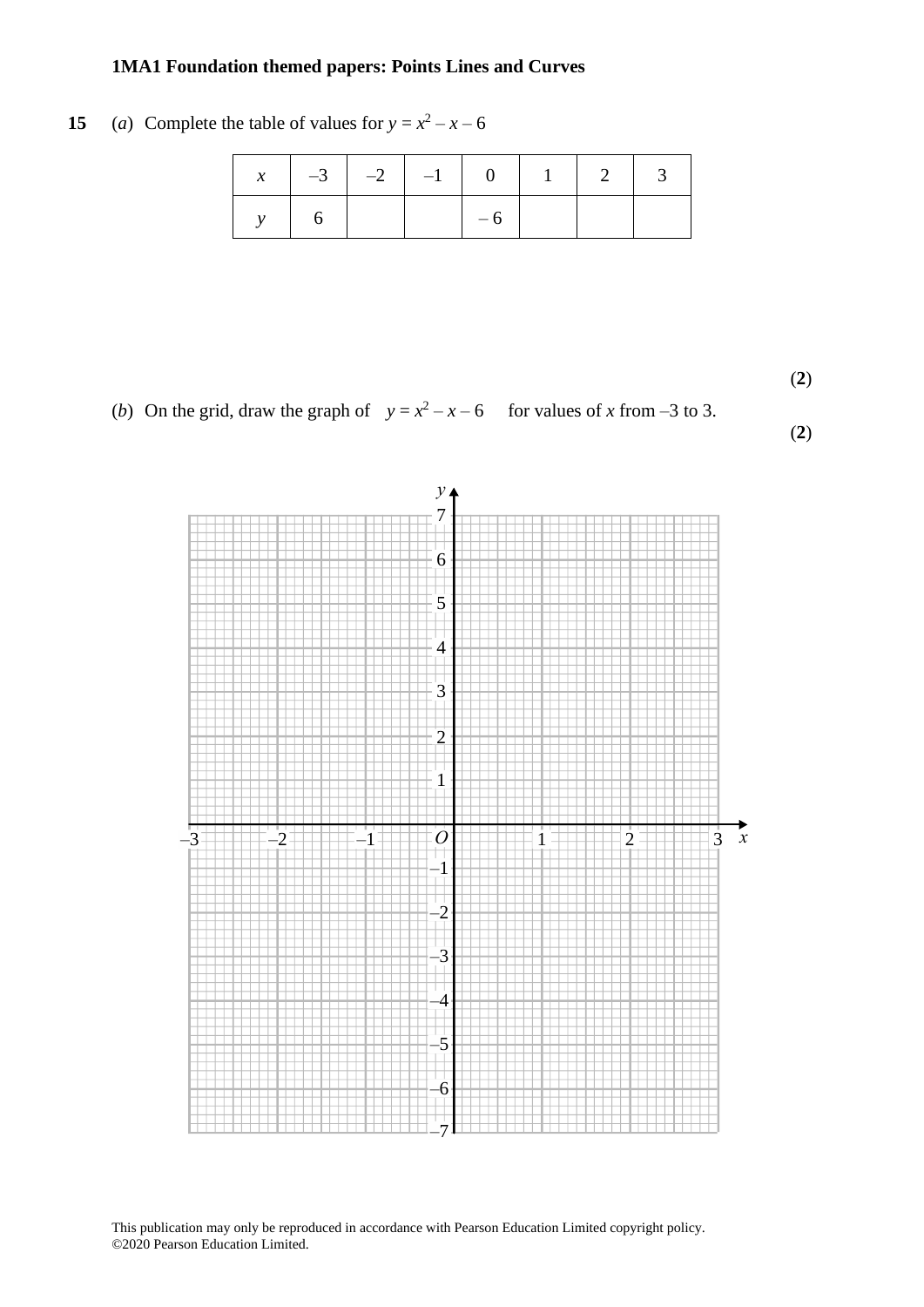**15** (*a*) Complete the table of values for $y = x^2 - x - 6$

| $x$ | –3 | –2 | –1 | 0 | 1 | 2 | 3 |
|---|---|---|---|---|---|---|---|
| $y$ | 6 | | | – 6 | | | |

**(2)**

(*b*) On the grid, draw the graph of $y = x^2 - x - 6$ for values of $x$ from –3 to 3.

**(2)**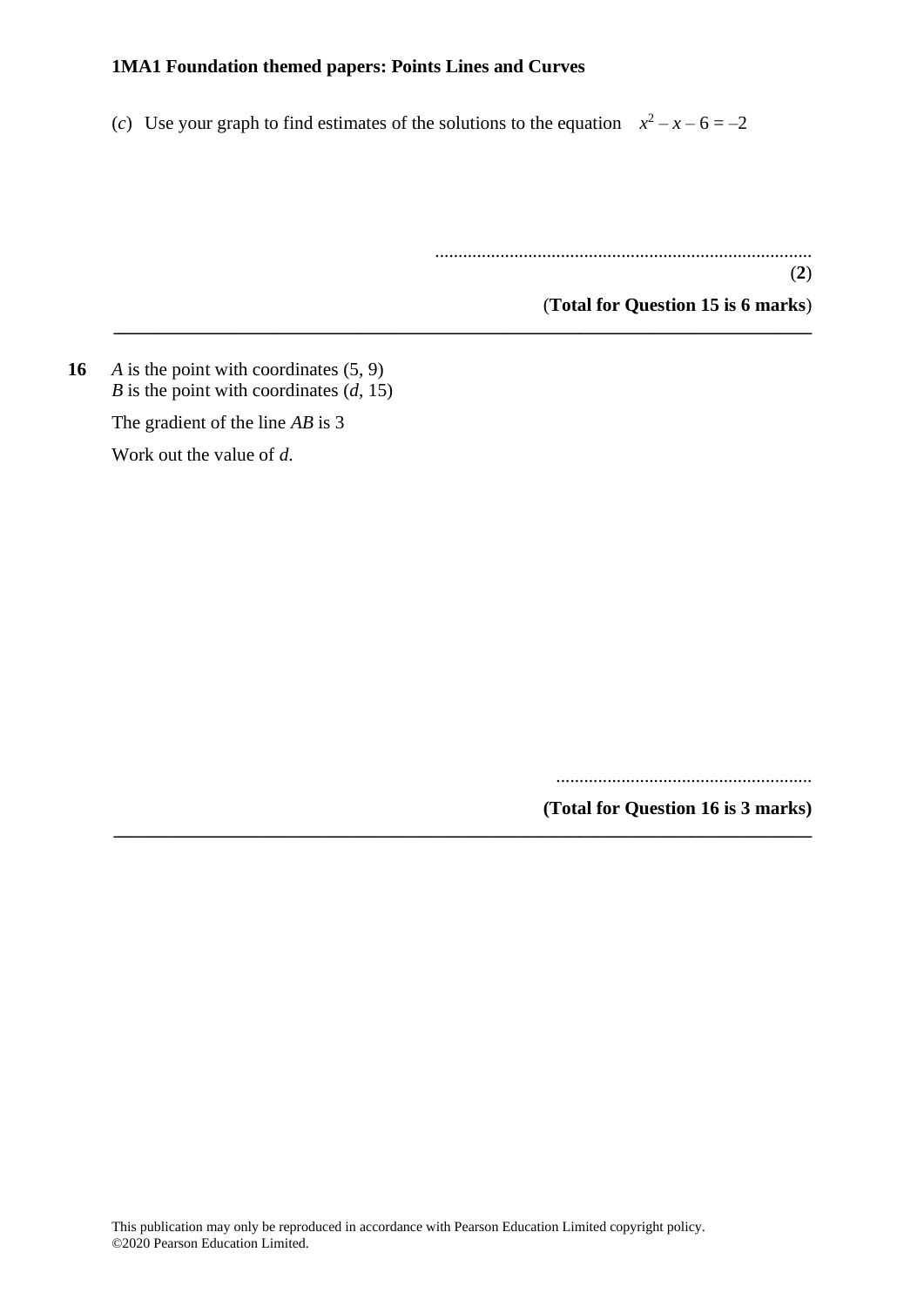(*c*) Use your graph to find estimates of the solutions to the equation $x^2 - x - 6 = -2$

..................................................................................

(**2**)

(**Total for Question 15 is 6 marks**)

---

**16** *A* is the point with coordinates (5, 9)
*B* is the point with coordinates ($d$, 15)

The gradient of the line *AB* is 3

Work out the value of $d$.

.......................................................

**(Total for Question 16 is 3 marks)**

---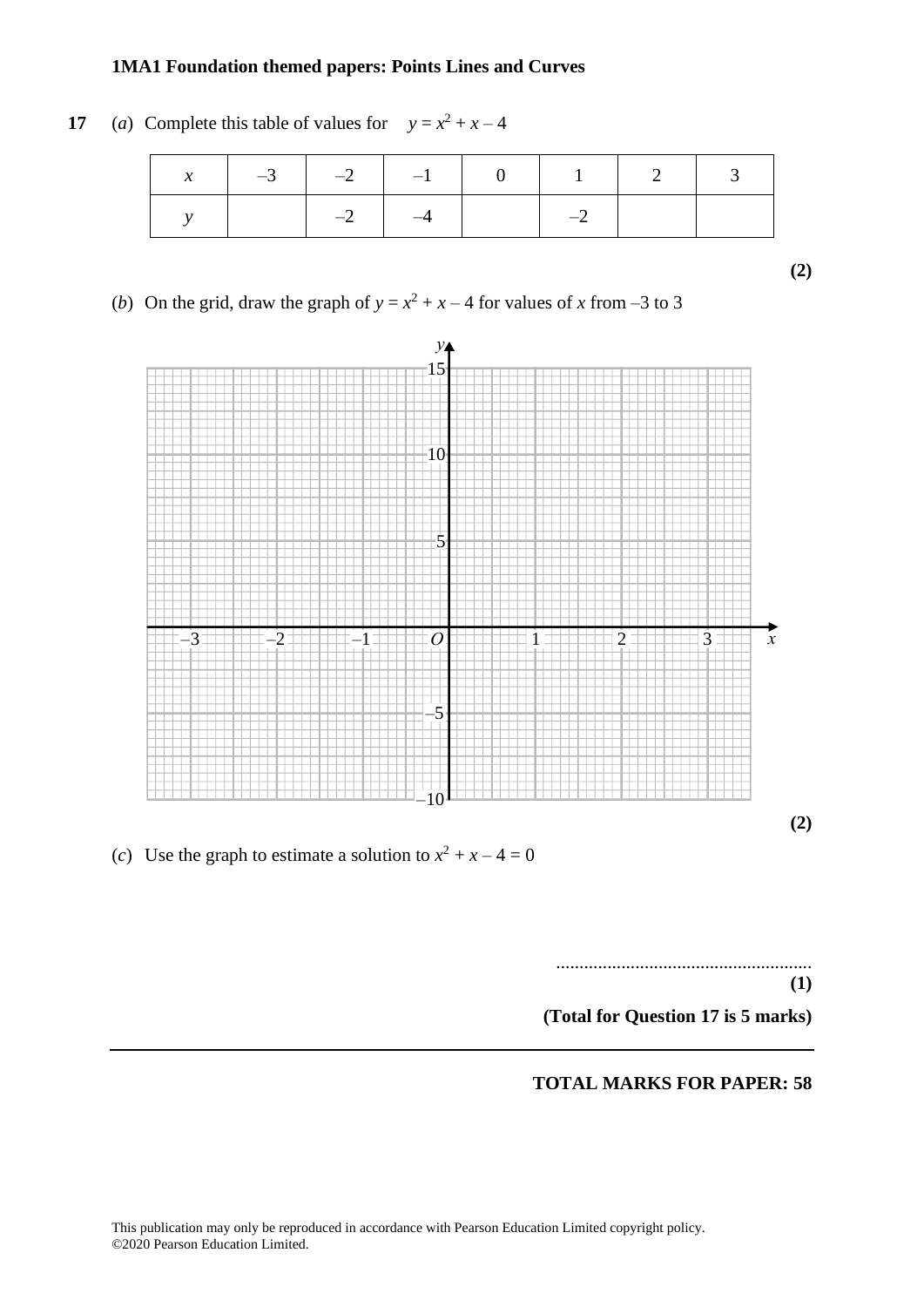**17** (*a*) Complete this table of values for $y = x^2 + x - 4$

| $x$ | $-3$ | $-2$ | $-1$ | $0$ | $1$ | $2$ | $3$ |
|---|---|---|---|---|---|---|---|
| $y$ | | $-2$ | $-4$ | | $-2$ | | |

**(2)**

(*b*) On the grid, draw the graph of $y = x^2 + x - 4$ for values of $x$ from $-3$ to $3$

y
15
10
5
O
–5
–10
–3 –2 –1 1 2 3 x

**(2)**

(*c*) Use the graph to estimate a solution to $x^2 + x - 4 = 0$

......................................................

**(1)**

**(Total for Question 17 is 5 marks)**

---

**TOTAL MARKS FOR PAPER: 58**

This publication may only be reproduced in accordance with Pearson Education Limited copyright policy.
©2020 Pearson Education Limited.